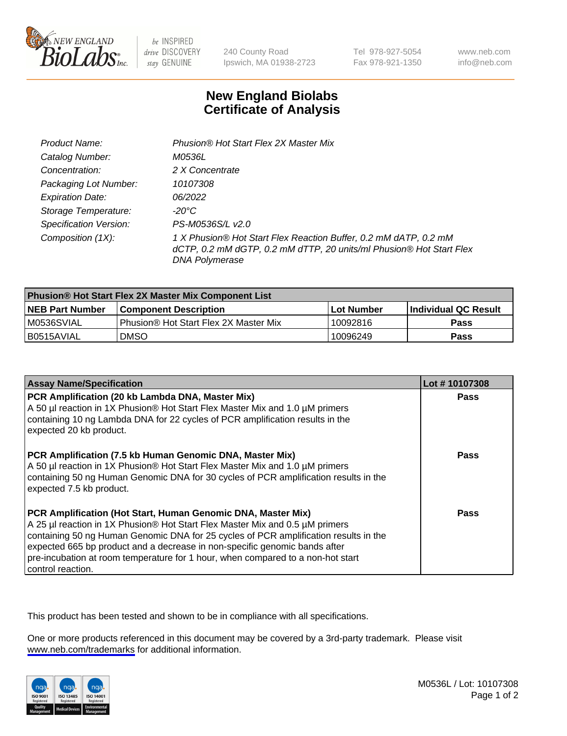New England Biolabs
240 County Road
Ipswich, MA 01938-2723
Tel 978-927-5054
Fax 978-921-1350
www.neb.com
info@neb.com

# New England Biolabs Certificate of Analysis

| | |
|---|---|
| Product Name: | *Phusion® Hot Start Flex 2X Master Mix* |
| Catalog Number: | *M0536L* |
| Concentration: | *2 X Concentrate* |
| Packaging Lot Number: | *10107308* |
| Expiration Date: | *06/2022* |
| Storage Temperature: | *-20°C* |
| Specification Version: | *PS-M0536S/L v2.0* |
| Composition (1X): | *1 X Phusion® Hot Start Flex Reaction Buffer, 0.2 mM dATP, 0.2 mM dCTP, 0.2 mM dGTP, 0.2 mM dTTP, 20 units/ml Phusion® Hot Start Flex DNA Polymerase* |

| **Phusion® Hot Start Flex 2X Master Mix Component List** | | | |
|---|---|---|---|
| **NEB Part Number** | **Component Description** | **Lot Number** | **Individual QC Result** |
| M0536SVIAL | Phusion® Hot Start Flex 2X Master Mix | 10092816 | **Pass** |
| B0515AVIAL | DMSO | 10096249 | **Pass** |

| **Assay Name/Specification** | **Lot # 10107308** |
|---|---|
| **PCR Amplification (20 kb Lambda DNA, Master Mix)** A 50 µl reaction in 1X Phusion® Hot Start Flex Master Mix and 1.0 µM primers containing 10 ng Lambda DNA for 22 cycles of PCR amplification results in the expected 20 kb product. | **Pass** |
| **PCR Amplification (7.5 kb Human Genomic DNA, Master Mix)** A 50 µl reaction in 1X Phusion® Hot Start Flex Master Mix and 1.0 µM primers containing 50 ng Human Genomic DNA for 30 cycles of PCR amplification results in the expected 7.5 kb product. | **Pass** |
| **PCR Amplification (Hot Start, Human Genomic DNA, Master Mix)** A 25 µl reaction in 1X Phusion® Hot Start Flex Master Mix and 0.5 µM primers containing 50 ng Human Genomic DNA for 25 cycles of PCR amplification results in the expected 665 bp product and a decrease in non-specific genomic bands after pre-incubation at room temperature for 1 hour, when compared to a non-hot start control reaction. | **Pass** |

This product has been tested and shown to be in compliance with all specifications.

One or more products referenced in this document may be covered by a 3rd-party trademark. Please visit www.neb.com/trademarks for additional information.

M0536L / Lot: 10107308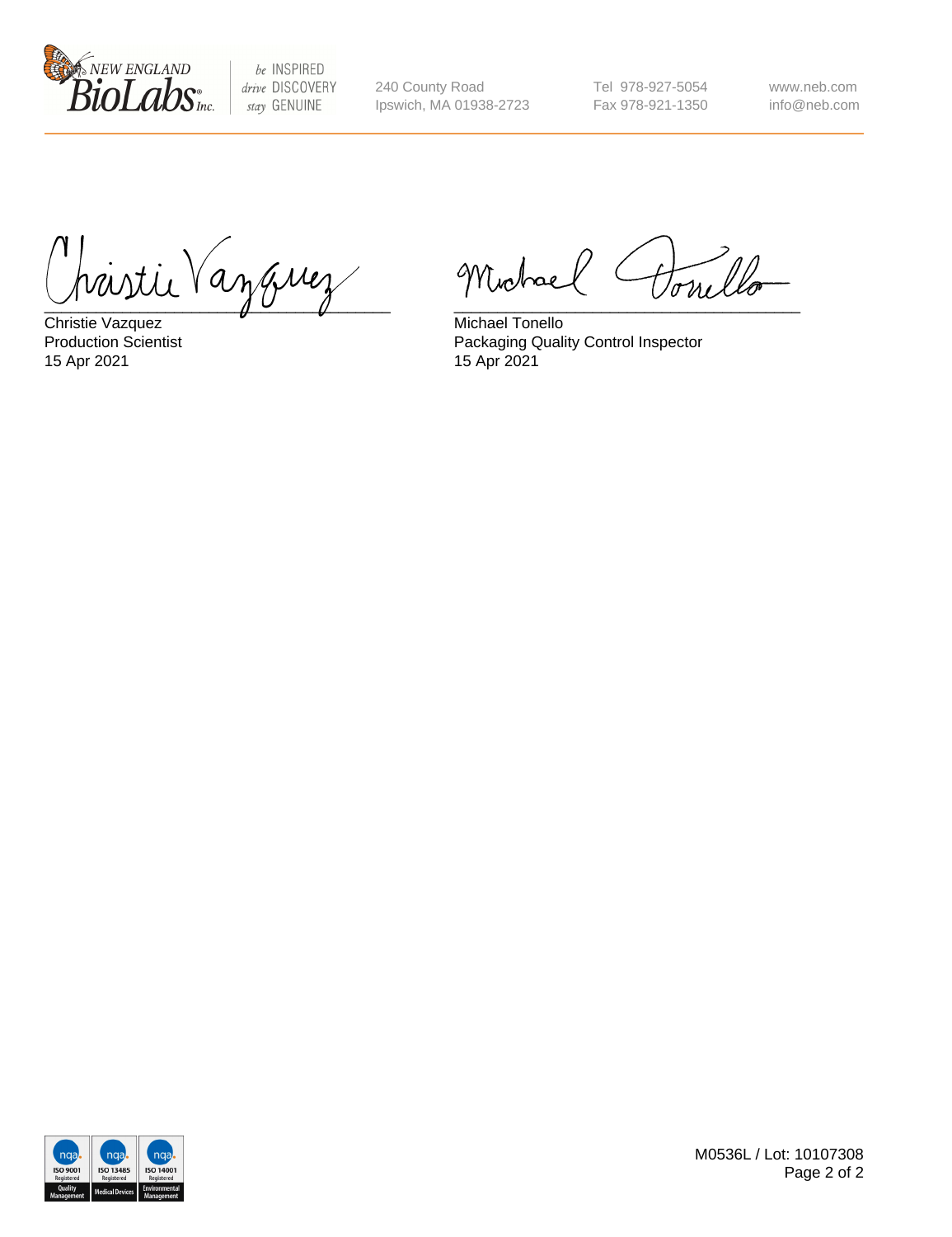Christie Vazquez
Production Scientist
15 Apr 2021

Michael Tonello
Packaging Quality Control Inspector
15 Apr 2021

M0536L / Lot: 10107308